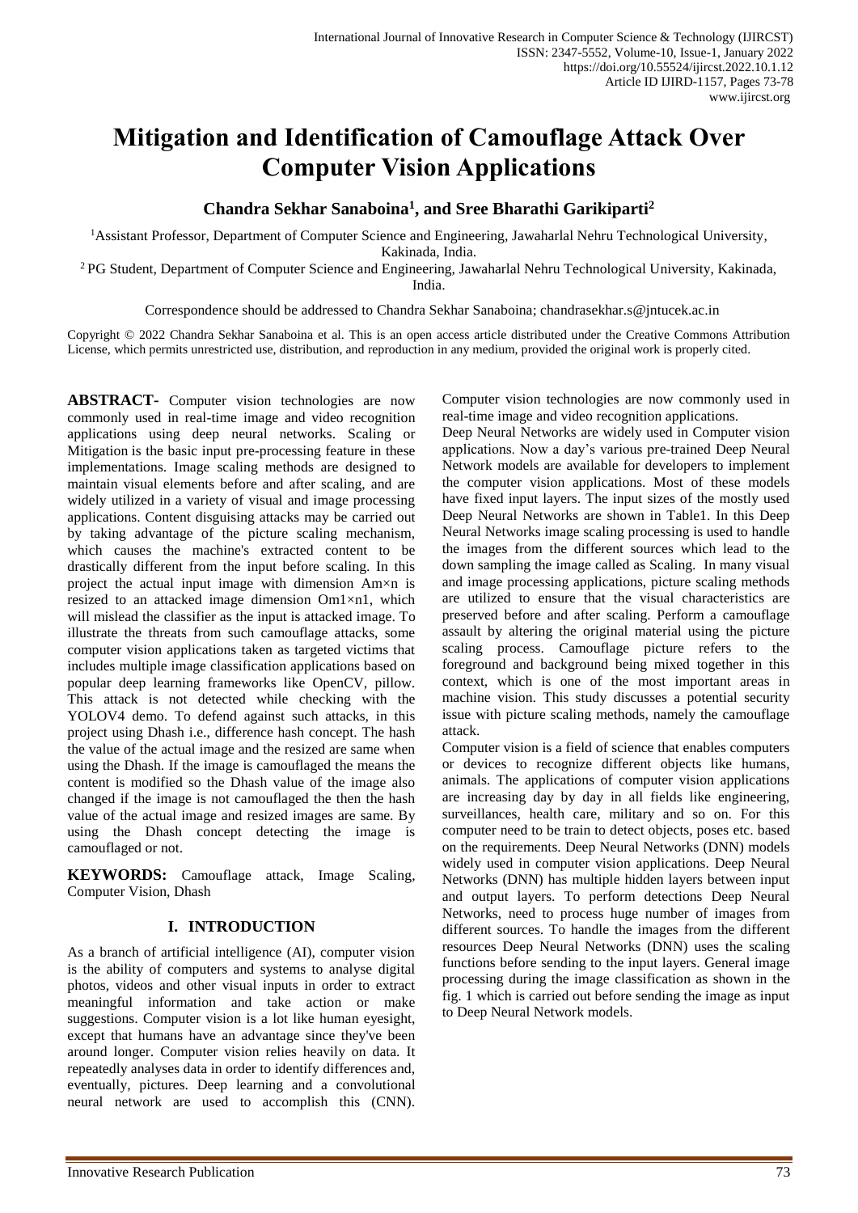# Mitigation and Identification of Camouflage Attack Over Computer Vision Applications

**Chandra Sekhar Sanaboina[1], and Sree Bharathi Garikiparti[2]**

[1]Assistant Professor, Department of Computer Science and Engineering, Jawaharlal Nehru Technological University, Kakinada, India.

[2] PG Student, Department of Computer Science and Engineering, Jawaharlal Nehru Technological University, Kakinada, India.

Correspondence should be addressed to Chandra Sekhar Sanaboina; chandrasekhar.s@jntucek.ac.in

Copyright © 2022 Chandra Sekhar Sanaboina et al. This is an open access article distributed under the Creative Commons Attribution License, which permits unrestricted use, distribution, and reproduction in any medium, provided the original work is properly cited.

**ABSTRACT-** Computer vision technologies are now commonly used in real-time image and video recognition applications using deep neural networks. Scaling or Mitigation is the basic input pre-processing feature in these implementations. Image scaling methods are designed to maintain visual elements before and after scaling, and are widely utilized in a variety of visual and image processing applications. Content disguising attacks may be carried out by taking advantage of the picture scaling mechanism, which causes the machine's extracted content to be drastically different from the input before scaling. In this project the actual input image with dimension $Am{\times}n$ is resized to an attacked image dimension $Om1{\times}n1$, which will mislead the classifier as the input is attacked image. To illustrate the threats from such camouflage attacks, some computer vision applications taken as targeted victims that includes multiple image classification applications based on popular deep learning frameworks like OpenCV, pillow. This attack is not detected while checking with the YOLOV4 demo. To defend against such attacks, in this project using Dhash i.e., difference hash concept. The hash the value of the actual image and the resized are same when using the Dhash. If the image is camouflaged the means the content is modified so the Dhash value of the image also changed if the image is not camouflaged the then the hash value of the actual image and resized images are same. By using the Dhash concept detecting the image is camouflaged or not.

**KEYWORDS:** Camouflage attack, Image Scaling, Computer Vision, Dhash

## I. INTRODUCTION

As a branch of artificial intelligence (AI), computer vision is the ability of computers and systems to analyse digital photos, videos and other visual inputs in order to extract meaningful information and take action or make suggestions. Computer vision is a lot like human eyesight, except that humans have an advantage since they've been around longer. Computer vision relies heavily on data. It repeatedly analyses data in order to identify differences and, eventually, pictures. Deep learning and a convolutional neural network are used to accomplish this (CNN). Computer vision technologies are now commonly used in real-time image and video recognition applications.

Deep Neural Networks are widely used in Computer vision applications. Now a day's various pre-trained Deep Neural Network models are available for developers to implement the computer vision applications. Most of these models have fixed input layers. The input sizes of the mostly used Deep Neural Networks are shown in Table1. In this Deep Neural Networks image scaling processing is used to handle the images from the different sources which lead to the down sampling the image called as Scaling. In many visual and image processing applications, picture scaling methods are utilized to ensure that the visual characteristics are preserved before and after scaling. Perform a camouflage assault by altering the original material using the picture scaling process. Camouflage picture refers to the foreground and background being mixed together in this context, which is one of the most important areas in machine vision. This study discusses a potential security issue with picture scaling methods, namely the camouflage attack.

Computer vision is a field of science that enables computers or devices to recognize different objects like humans, animals. The applications of computer vision applications are increasing day by day in all fields like engineering, surveillances, health care, military and so on. For this computer need to be train to detect objects, poses etc. based on the requirements. Deep Neural Networks (DNN) models widely used in computer vision applications. Deep Neural Networks (DNN) has multiple hidden layers between input and output layers. To perform detections Deep Neural Networks, need to process huge number of images from different sources. To handle the images from the different resources Deep Neural Networks (DNN) uses the scaling functions before sending to the input layers. General image processing during the image classification as shown in the fig. 1 which is carried out before sending the image as input to Deep Neural Network models.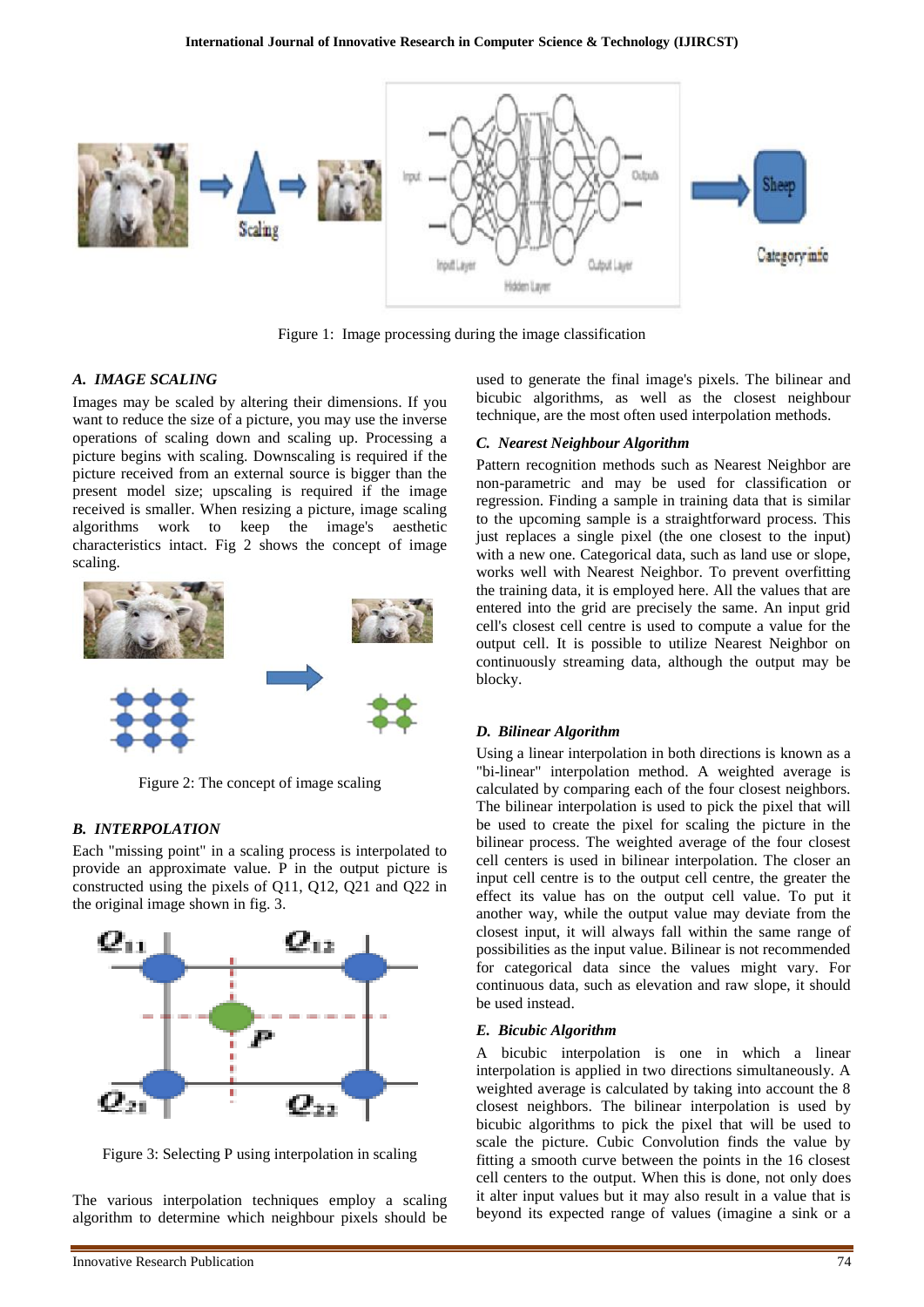Figure 1: Image processing during the image classification

### A. IMAGE SCALING

Images may be scaled by altering their dimensions. If you want to reduce the size of a picture, you may use the inverse operations of scaling down and scaling up. Processing a picture begins with scaling. Downscaling is required if the picture received from an external source is bigger than the present model size; upscaling is required if the image received is smaller. When resizing a picture, image scaling algorithms work to keep the image's aesthetic characteristics intact. Fig 2 shows the concept of image scaling.

Figure 2: The concept of image scaling

### B. INTERPOLATION

Each "missing point" in a scaling process is interpolated to provide an approximate value. P in the output picture is constructed using the pixels of Q11, Q12, Q21 and Q22 in the original image shown in fig. 3.

Figure 3: Selecting P using interpolation in scaling

The various interpolation techniques employ a scaling algorithm to determine which neighbour pixels should be used to generate the final image's pixels. The bilinear and bicubic algorithms, as well as the closest neighbour technique, are the most often used interpolation methods.

### C. Nearest Neighbour Algorithm

Pattern recognition methods such as Nearest Neighbor are non-parametric and may be used for classification or regression. Finding a sample in training data that is similar to the upcoming sample is a straightforward process. This just replaces a single pixel (the one closest to the input) with a new one. Categorical data, such as land use or slope, works well with Nearest Neighbor. To prevent overfitting the training data, it is employed here. All the values that are entered into the grid are precisely the same. An input grid cell's closest cell centre is used to compute a value for the output cell. It is possible to utilize Nearest Neighbor on continuously streaming data, although the output may be blocky.

### D. Bilinear Algorithm

Using a linear interpolation in both directions is known as a "bi-linear" interpolation method. A weighted average is calculated by comparing each of the four closest neighbors. The bilinear interpolation is used to pick the pixel that will be used to create the pixel for scaling the picture in the bilinear process. The weighted average of the four closest cell centers is used in bilinear interpolation. The closer an input cell centre is to the output cell centre, the greater the effect its value has on the output cell value. To put it another way, while the output value may deviate from the closest input, it will always fall within the same range of possibilities as the input value. Bilinear is not recommended for categorical data since the values might vary. For continuous data, such as elevation and raw slope, it should be used instead.

### E. Bicubic Algorithm

A bicubic interpolation is one in which a linear interpolation is applied in two directions simultaneously. A weighted average is calculated by taking into account the 8 closest neighbors. The bilinear interpolation is used by bicubic algorithms to pick the pixel that will be used to scale the picture. Cubic Convolution finds the value by fitting a smooth curve between the points in the 16 closest cell centers to the output. When this is done, not only does it alter input values but it may also result in a value that is beyond its expected range of values (imagine a sink or a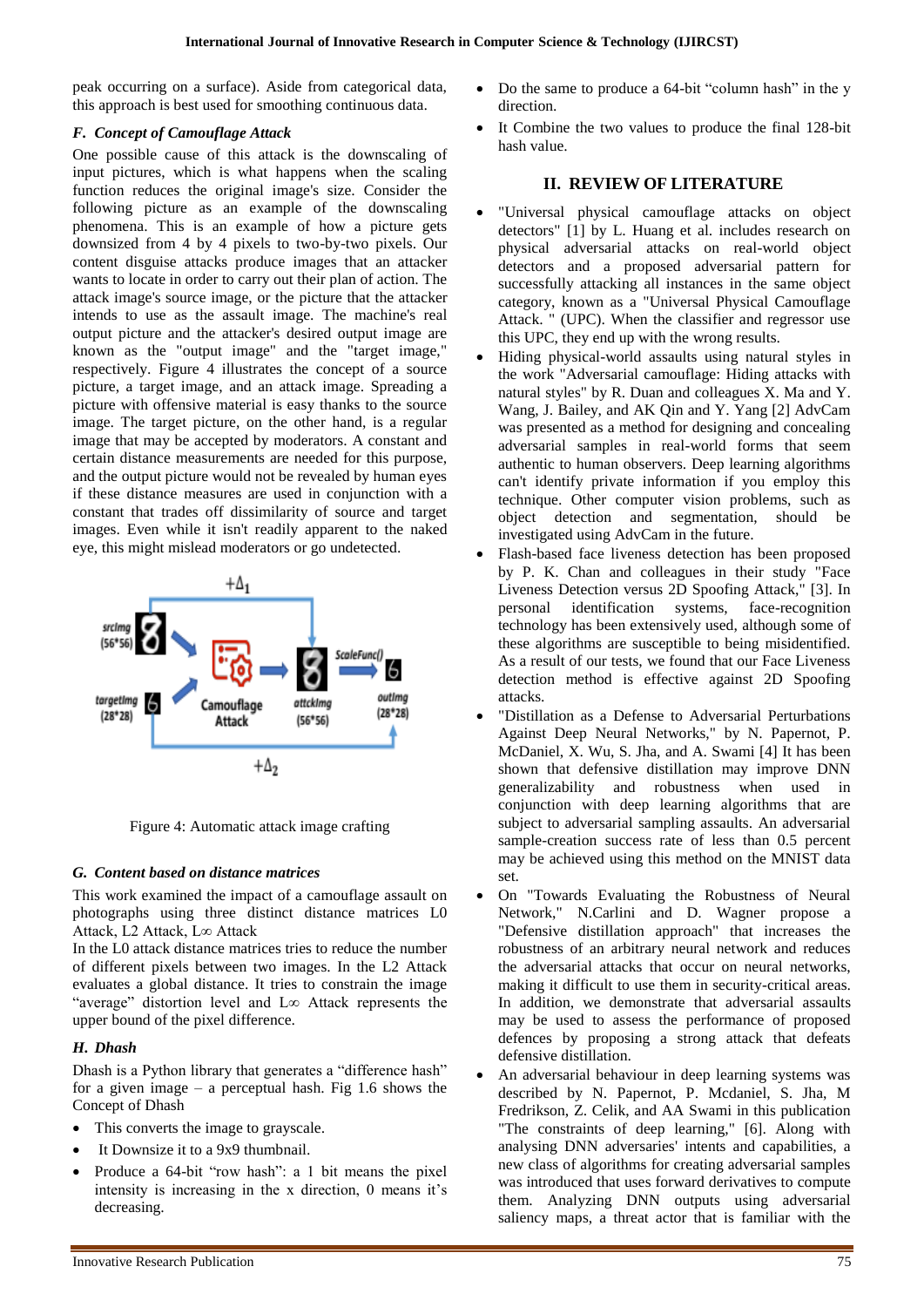peak occurring on a surface). Aside from categorical data, this approach is best used for smoothing continuous data.

### *F. Concept of Camouflage Attack*

One possible cause of this attack is the downscaling of input pictures, which is what happens when the scaling function reduces the original image's size. Consider the following picture as an example of the downscaling phenomena. This is an example of how a picture gets downsized from 4 by 4 pixels to two-by-two pixels. Our content disguise attacks produce images that an attacker wants to locate in order to carry out their plan of action. The attack image's source image, or the picture that the attacker intends to use as the assault image. The machine's real output picture and the attacker's desired output image are known as the "output image" and the "target image," respectively. Figure 4 illustrates the concept of a source picture, a target image, and an attack image. Spreading a picture with offensive material is easy thanks to the source image. The target picture, on the other hand, is a regular image that may be accepted by moderators. A constant and certain distance measurements are needed for this purpose, and the output picture would not be revealed by human eyes if these distance measures are used in conjunction with a constant that trades off dissimilarity of source and target images. Even while it isn't readily apparent to the naked eye, this might mislead moderators or go undetected.

Figure 4: Automatic attack image crafting

### *G. Content based on distance matrices*

This work examined the impact of a camouflage assault on photographs using three distinct distance matrices L0 Attack, L2 Attack, L∞ Attack

In the L0 attack distance matrices tries to reduce the number of different pixels between two images. In the L2 Attack evaluates a global distance. It tries to constrain the image "average" distortion level and L∞ Attack represents the upper bound of the pixel difference.

### *H. Dhash*

Dhash is a Python library that generates a "difference hash" for a given image – a perceptual hash. Fig 1.6 shows the Concept of Dhash

- This converts the image to grayscale.
- It Downsize it to a 9x9 thumbnail.
- Produce a 64-bit "row hash": a 1 bit means the pixel intensity is increasing in the x direction, 0 means it's decreasing.
- Do the same to produce a 64-bit "column hash" in the y direction.
- It Combine the two values to produce the final 128-bit hash value.

## II. REVIEW OF LITERATURE

- "Universal physical camouflage attacks on object detectors" [1] by L. Huang et al. includes research on physical adversarial attacks on real-world object detectors and a proposed adversarial pattern for successfully attacking all instances in the same object category, known as a "Universal Physical Camouflage Attack. " (UPC). When the classifier and regressor use this UPC, they end up with the wrong results.
- Hiding physical-world assaults using natural styles in the work "Adversarial camouflage: Hiding attacks with natural styles" by R. Duan and colleagues X. Ma and Y. Wang, J. Bailey, and AK Qin and Y. Yang [2] AdvCam was presented as a method for designing and concealing adversarial samples in real-world forms that seem authentic to human observers. Deep learning algorithms can't identify private information if you employ this technique. Other computer vision problems, such as object detection and segmentation, should be investigated using AdvCam in the future.
- Flash-based face liveness detection has been proposed by P. K. Chan and colleagues in their study "Face Liveness Detection versus 2D Spoofing Attack," [3]. In personal identification systems, face-recognition technology has been extensively used, although some of these algorithms are susceptible to being misidentified. As a result of our tests, we found that our Face Liveness detection method is effective against 2D Spoofing attacks.
- "Distillation as a Defense to Adversarial Perturbations Against Deep Neural Networks," by N. Papernot, P. McDaniel, X. Wu, S. Jha, and A. Swami [4] It has been shown that defensive distillation may improve DNN generalizability and robustness when used in conjunction with deep learning algorithms that are subject to adversarial sampling assaults. An adversarial sample-creation success rate of less than 0.5 percent may be achieved using this method on the MNIST data set.
- On "Towards Evaluating the Robustness of Neural Network," N.Carlini and D. Wagner propose a "Defensive distillation approach" that increases the robustness of an arbitrary neural network and reduces the adversarial attacks that occur on neural networks, making it difficult to use them in security-critical areas. In addition, we demonstrate that adversarial assaults may be used to assess the performance of proposed defences by proposing a strong attack that defeats defensive distillation.
- An adversarial behaviour in deep learning systems was described by N. Papernot, P. Mcdaniel, S. Jha, M Fredrikson, Z. Celik, and AA Swami in this publication "The constraints of deep learning," [6]. Along with analysing DNN adversaries' intents and capabilities, a new class of algorithms for creating adversarial samples was introduced that uses forward derivatives to compute them. Analyzing DNN outputs using adversarial saliency maps, a threat actor that is familiar with the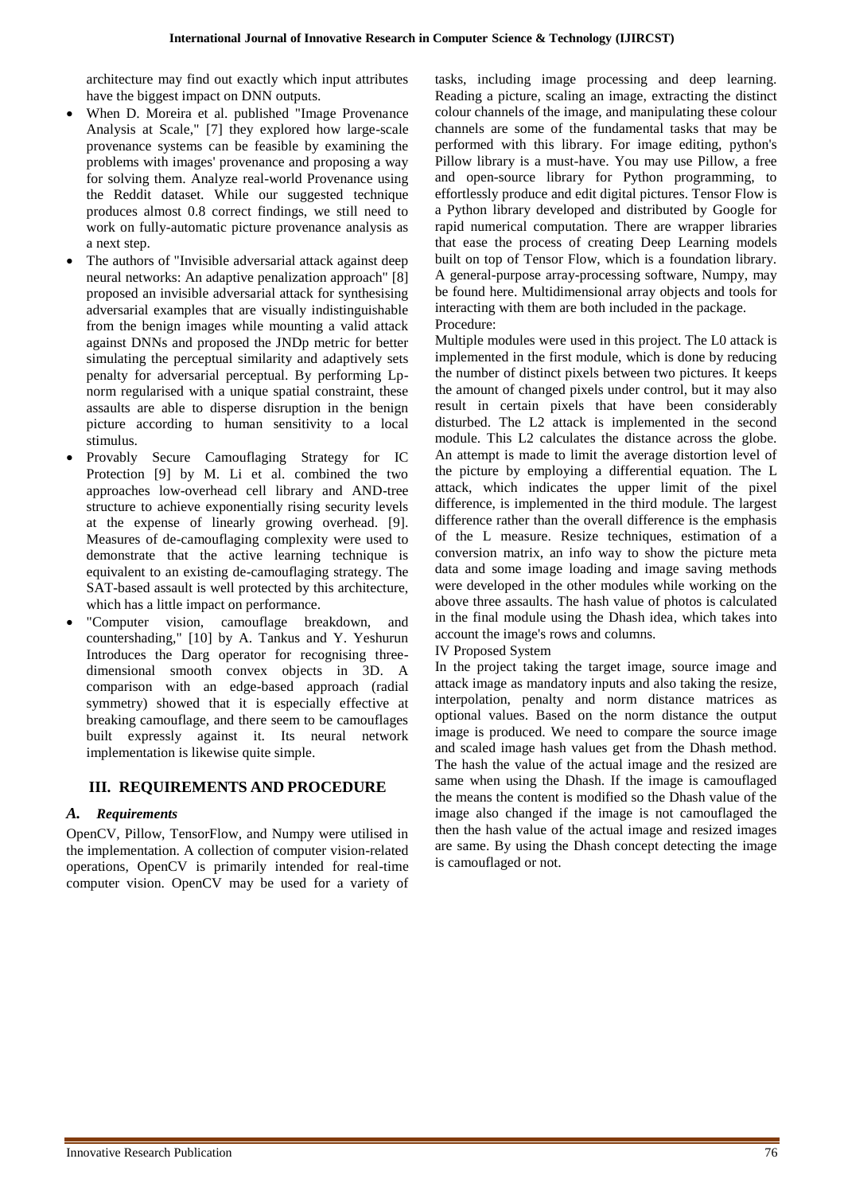architecture may find out exactly which input attributes have the biggest impact on DNN outputs.

- When D. Moreira et al. published "Image Provenance Analysis at Scale," [7] they explored how large-scale provenance systems can be feasible by examining the problems with images' provenance and proposing a way for solving them. Analyze real-world Provenance using the Reddit dataset. While our suggested technique produces almost 0.8 correct findings, we still need to work on fully-automatic picture provenance analysis as a next step.
- The authors of "Invisible adversarial attack against deep neural networks: An adaptive penalization approach" [8] proposed an invisible adversarial attack for synthesising adversarial examples that are visually indistinguishable from the benign images while mounting a valid attack against DNNs and proposed the JNDp metric for better simulating the perceptual similarity and adaptively sets penalty for adversarial perceptual. By performing Lp-norm regularised with a unique spatial constraint, these assaults are able to disperse disruption in the benign picture according to human sensitivity to a local stimulus.
- Provably Secure Camouflaging Strategy for IC Protection [9] by M. Li et al. combined the two approaches low-overhead cell library and AND-tree structure to achieve exponentially rising security levels at the expense of linearly growing overhead. [9]. Measures of de-camouflaging complexity were used to demonstrate that the active learning technique is equivalent to an existing de-camouflaging strategy. The SAT-based assault is well protected by this architecture, which has a little impact on performance.
- "Computer vision, camouflage breakdown, and countershading," [10] by A. Tankus and Y. Yeshurun Introduces the Darg operator for recognising three-dimensional smooth convex objects in 3D. A comparison with an edge-based approach (radial symmetry) showed that it is especially effective at breaking camouflage, and there seem to be camouflages built expressly against it. Its neural network implementation is likewise quite simple.

## III. REQUIREMENTS AND PROCEDURE

### *A. Requirements*

OpenCV, Pillow, TensorFlow, and Numpy were utilised in the implementation. A collection of computer vision-related operations, OpenCV is primarily intended for real-time computer vision. OpenCV may be used for a variety of tasks, including image processing and deep learning. Reading a picture, scaling an image, extracting the distinct colour channels of the image, and manipulating these colour channels are some of the fundamental tasks that may be performed with this library. For image editing, python's Pillow library is a must-have. You may use Pillow, a free and open-source library for Python programming, to effortlessly produce and edit digital pictures. Tensor Flow is a Python library developed and distributed by Google for rapid numerical computation. There are wrapper libraries that ease the process of creating Deep Learning models built on top of Tensor Flow, which is a foundation library. A general-purpose array-processing software, Numpy, may be found here. Multidimensional array objects and tools for interacting with them are both included in the package.

Procedure:

Multiple modules were used in this project. The L0 attack is implemented in the first module, which is done by reducing the number of distinct pixels between two pictures. It keeps the amount of changed pixels under control, but it may also result in certain pixels that have been considerably disturbed. The L2 attack is implemented in the second module. This L2 calculates the distance across the globe. An attempt is made to limit the average distortion level of the picture by employing a differential equation. The L attack, which indicates the upper limit of the pixel difference, is implemented in the third module. The largest difference rather than the overall difference is the emphasis of the L measure. Resize techniques, estimation of a conversion matrix, an info way to show the picture meta data and some image loading and image saving methods were developed in the other modules while working on the above three assaults. The hash value of photos is calculated in the final module using the Dhash idea, which takes into account the image's rows and columns.

IV Proposed System

In the project taking the target image, source image and attack image as mandatory inputs and also taking the resize, interpolation, penalty and norm distance matrices as optional values. Based on the norm distance the output image is produced. We need to compare the source image and scaled image hash values get from the Dhash method. The hash the value of the actual image and the resized are same when using the Dhash. If the image is camouflaged the means the content is modified so the Dhash value of the image also changed if the image is not camouflaged the then the hash value of the actual image and resized images are same. By using the Dhash concept detecting the image is camouflaged or not.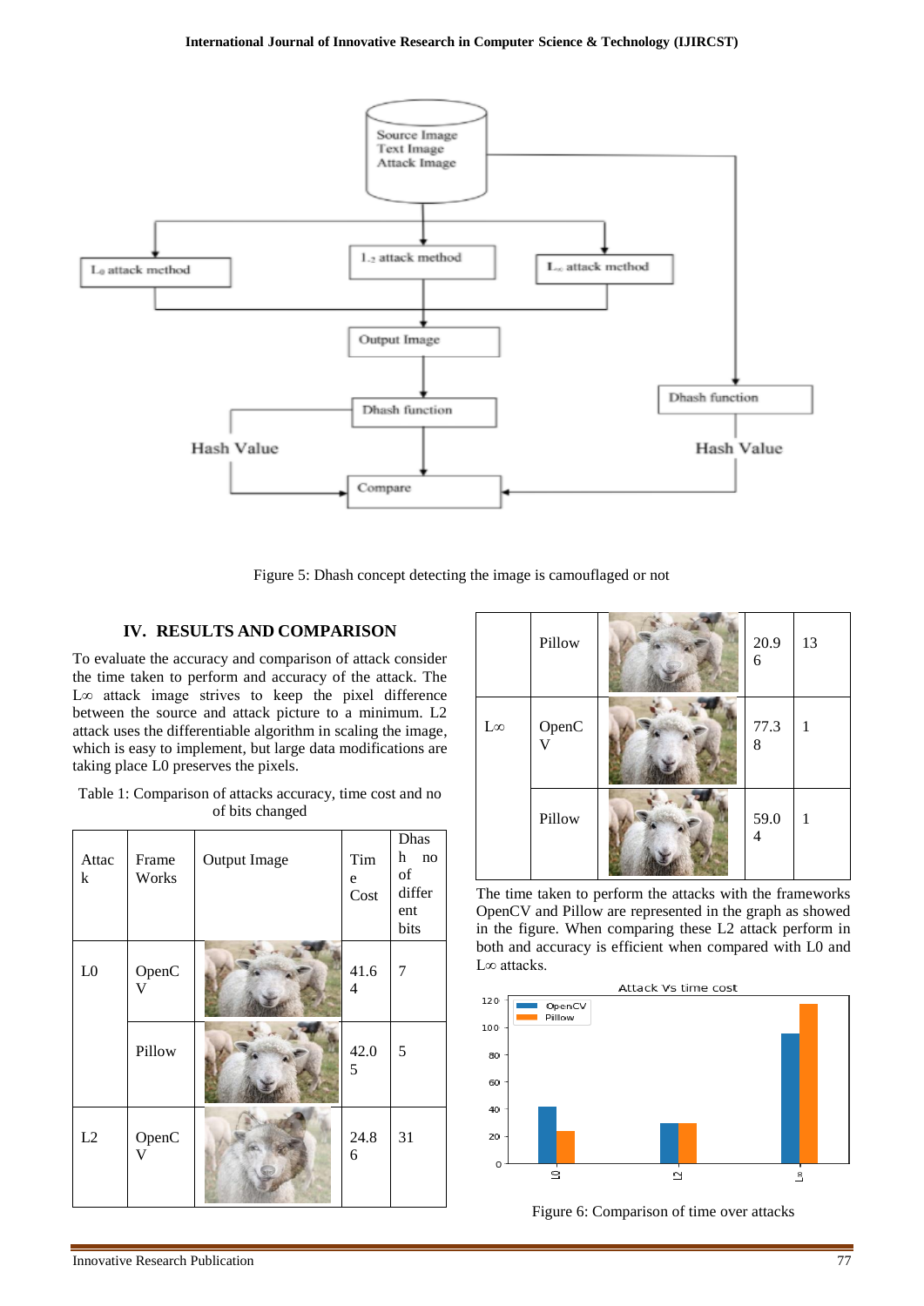Figure 5: Dhash concept detecting the image is camouflaged or not

## IV. RESULTS AND COMPARISON

To evaluate the accuracy and comparison of attack consider the time taken to perform and accuracy of the attack. The L∞ attack image strives to keep the pixel difference between the source and attack picture to a minimum. L2 attack uses the differentiable algorithm in scaling the image, which is easy to implement, but large data modifications are taking place L0 preserves the pixels.

Table 1: Comparison of attacks accuracy, time cost and no of bits changed

| Attack | Frame Works | Output Image | Time Cost | Dhash no of different bits |
|---|---|---|---|---|
| L0 | OpenCV | | 41.64 | 7 |
| | Pillow | | 42.05 | 5 |
| L2 | OpenCV | | 24.86 | 31 |
| | Pillow | | 20.96 | 13 |
| L∞ | OpenCV | | 77.38 | 1 |
| | Pillow | | 59.04 | 1 |

The time taken to perform the attacks with the frameworks OpenCV and Pillow are represented in the graph as showed in the figure. When comparing these L2 attack perform in both and accuracy is efficient when compared with L0 and L∞ attacks.

Figure 6: Comparison of time over attacks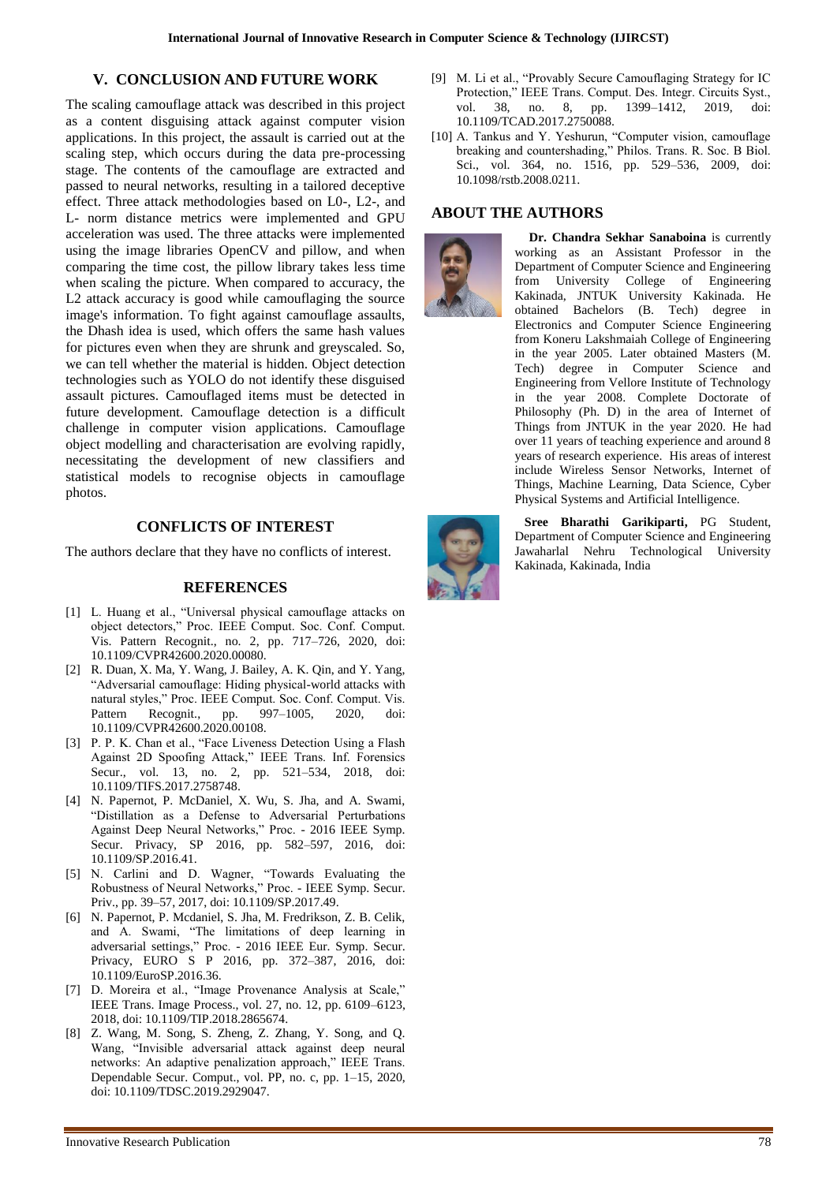## V. CONCLUSION AND FUTURE WORK

The scaling camouflage attack was described in this project as a content disguising attack against computer vision applications. In this project, the assault is carried out at the scaling step, which occurs during the data pre-processing stage. The contents of the camouflage are extracted and passed to neural networks, resulting in a tailored deceptive effect. Three attack methodologies based on L0-, L2-, and L- norm distance metrics were implemented and GPU acceleration was used. The three attacks were implemented using the image libraries OpenCV and pillow, and when comparing the time cost, the pillow library takes less time when scaling the picture. When compared to accuracy, the L2 attack accuracy is good while camouflaging the source image's information. To fight against camouflage assaults, the Dhash idea is used, which offers the same hash values for pictures even when they are shrunk and greyscaled. So, we can tell whether the material is hidden. Object detection technologies such as YOLO do not identify these disguised assault pictures. Camouflaged items must be detected in future development. Camouflage detection is a difficult challenge in computer vision applications. Camouflage object modelling and characterisation are evolving rapidly, necessitating the development of new classifiers and statistical models to recognise objects in camouflage photos.

## CONFLICTS OF INTEREST

The authors declare that they have no conflicts of interest.

## REFERENCES

[1] L. Huang et al., "Universal physical camouflage attacks on object detectors," Proc. IEEE Comput. Soc. Conf. Comput. Vis. Pattern Recognit., no. 2, pp. 717–726, 2020, doi: 10.1109/CVPR42600.2020.00080.

[2] R. Duan, X. Ma, Y. Wang, J. Bailey, A. K. Qin, and Y. Yang, "Adversarial camouflage: Hiding physical-world attacks with natural styles," Proc. IEEE Comput. Soc. Conf. Comput. Vis. Pattern Recognit., pp. 997–1005, 2020, doi: 10.1109/CVPR42600.2020.00108.

[3] P. P. K. Chan et al., "Face Liveness Detection Using a Flash Against 2D Spoofing Attack," IEEE Trans. Inf. Forensics Secur., vol. 13, no. 2, pp. 521–534, 2018, doi: 10.1109/TIFS.2017.2758748.

[4] N. Papernot, P. McDaniel, X. Wu, S. Jha, and A. Swami, "Distillation as a Defense to Adversarial Perturbations Against Deep Neural Networks," Proc. - 2016 IEEE Symp. Secur. Privacy, SP 2016, pp. 582–597, 2016, doi: 10.1109/SP.2016.41.

[5] N. Carlini and D. Wagner, "Towards Evaluating the Robustness of Neural Networks," Proc. - IEEE Symp. Secur. Priv., pp. 39–57, 2017, doi: 10.1109/SP.2017.49.

[6] N. Papernot, P. Mcdaniel, S. Jha, M. Fredrikson, Z. B. Celik, and A. Swami, "The limitations of deep learning in adversarial settings," Proc. - 2016 IEEE Eur. Symp. Secur. Privacy, EURO S P 2016, pp. 372–387, 2016, doi: 10.1109/EuroSP.2016.36.

[7] D. Moreira et al., "Image Provenance Analysis at Scale," IEEE Trans. Image Process., vol. 27, no. 12, pp. 6109–6123, 2018, doi: 10.1109/TIP.2018.2865674.

[8] Z. Wang, M. Song, S. Zheng, Z. Zhang, Y. Song, and Q. Wang, "Invisible adversarial attack against deep neural networks: An adaptive penalization approach," IEEE Trans. Dependable Secur. Comput., vol. PP, no. c, pp. 1–15, 2020, doi: 10.1109/TDSC.2019.2929047.

[9] M. Li et al., "Provably Secure Camouflaging Strategy for IC Protection," IEEE Trans. Comput. Des. Integr. Circuits Syst., vol. 38, no. 8, pp. 1399–1412, 2019, doi: 10.1109/TCAD.2017.2750088.

[10] A. Tankus and Y. Yeshurun, "Computer vision, camouflage breaking and countershading," Philos. Trans. R. Soc. B Biol. Sci., vol. 364, no. 1516, pp. 529–536, 2009, doi: 10.1098/rstb.2008.0211.

## ABOUT THE AUTHORS

**Dr. Chandra Sekhar Sanaboina** is currently working as an Assistant Professor in the Department of Computer Science and Engineering from University College of Engineering Kakinada, JNTUK University Kakinada. He obtained Bachelors (B. Tech) degree in Electronics and Computer Science Engineering from Koneru Lakshmaiah College of Engineering in the year 2005. Later obtained Masters (M. Tech) degree in Computer Science and Engineering from Vellore Institute of Technology in the year 2008. Complete Doctorate of Philosophy (Ph. D) in the area of Internet of Things from JNTUK in the year 2020. He had over 11 years of teaching experience and around 8 years of research experience. His areas of interest include Wireless Sensor Networks, Internet of Things, Machine Learning, Data Science, Cyber Physical Systems and Artificial Intelligence.

**Sree Bharathi Garikiparti,** PG Student, Department of Computer Science and Engineering Jawaharlal Nehru Technological University Kakinada, Kakinada, India